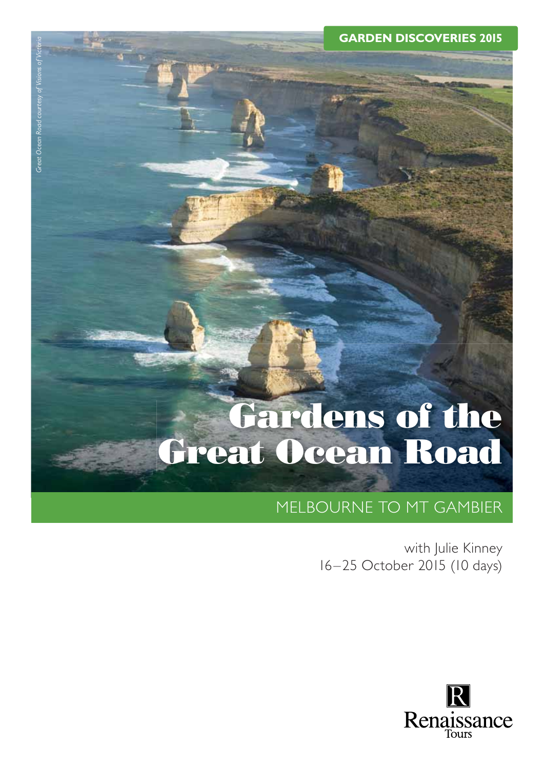GARDEN DISCOVERIES 2015

*Great Ocean Road courtesy of Visions of Victoria*

# Gardens of the Great Ocean Road

## MELBOURNE TO MT GAMBIER

with Julie Kinney
16–25 October 2015 (10 days)

Renaissance Tours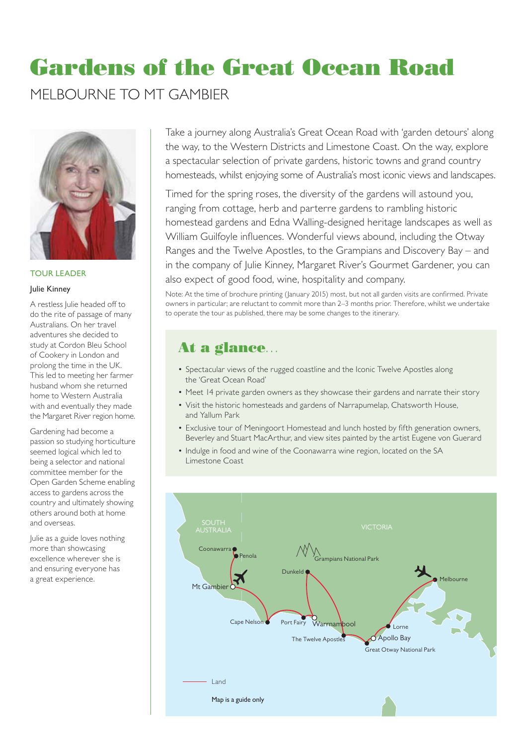# Gardens of the Great Ocean Road

## MELBOURNE TO MT GAMBIER

Take a journey along Australia's Great Ocean Road with 'garden detours' along the way, to the Western Districts and Limestone Coast. On the way, explore a spectacular selection of private gardens, historic towns and grand country homesteads, whilst enjoying some of Australia's most iconic views and landscapes.

Timed for the spring roses, the diversity of the gardens will astound you, ranging from cottage, herb and parterre gardens to rambling historic homestead gardens and Edna Walling-designed heritage landscapes as well as William Guilfoyle influences. Wonderful views abound, including the Otway Ranges and the Twelve Apostles, to the Grampians and Discovery Bay – and in the company of Julie Kinney, Margaret River's Gourmet Gardener, you can also expect of good food, wine, hospitality and company.

Note: At the time of brochure printing (January 2015) most, but not all garden visits are confirmed. Private owners in particular; are reluctant to commit more than 2–3 months prior. Therefore, whilst we undertake to operate the tour as published, there may be some changes to the itinerary.

### TOUR LEADER

**Julie Kinney**

A restless Julie headed off to do the rite of passage of many Australians. On her travel adventures she decided to study at Cordon Bleu School of Cookery in London and prolong the time in the UK. This led to meeting her farmer husband whom she returned home to Western Australia with and eventually they made the Margaret River region home.

Gardening had become a passion so studying horticulture seemed logical which led to being a selector and national committee member for the Open Garden Scheme enabling access to gardens across the country and ultimately showing others around both at home and overseas.

Julie as a guide loves nothing more than showcasing excellence wherever she is and ensuring everyone has a great experience.

## At a glance...

- Spectacular views of the rugged coastline and the Iconic Twelve Apostles along the 'Great Ocean Road'
- Meet 14 private garden owners as they showcase their gardens and narrate their story
- Visit the historic homesteads and gardens of Narrapumelap, Chatsworth House, and Yallum Park
- Exclusive tour of Meningoort Homestead and lunch hosted by fifth generation owners, Beverley and Stuart MacArthur, and view sites painted by the artist Eugene von Guerard
- Indulge in food and wine of the Coonawarra wine region, located on the SA Limestone Coast

SOUTH AUSTRALIA · VICTORIA · Coonawarra · Penola · Grampians National Park · Dunkeld · Melbourne · Mt Gambier · Cape Nelson · Port Fairy · Warrnambool · Lorne · Apollo Bay · The Twelve Apostles · Great Otway National Park

Land

Map is a guide only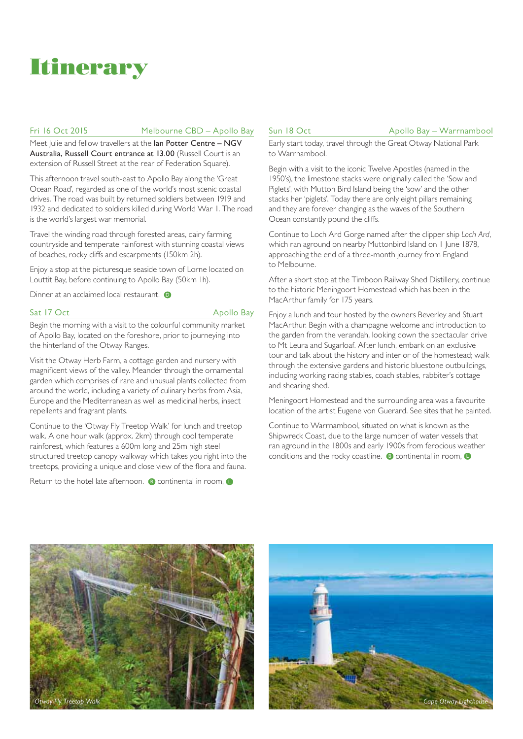# Itinerary

## Fri 16 Oct 2015 — Melbourne CBD – Apollo Bay

Meet Julie and fellow travellers at the **Ian Potter Centre – NGV Australia, Russell Court entrance at 13.00** (Russell Court is an extension of Russell Street at the rear of Federation Square).

This afternoon travel south-east to Apollo Bay along the 'Great Ocean Road', regarded as one of the world's most scenic coastal drives. The road was built by returned soldiers between 1919 and 1932 and dedicated to soldiers killed during World War 1. The road is the world's largest war memorial.

Travel the winding road through forested areas, dairy farming countryside and temperate rainforest with stunning coastal views of beaches, rocky cliffs and escarpments (150km 2h).

Enjoy a stop at the picturesque seaside town of Lorne located on Louttit Bay, before continuing to Apollo Bay (50km 1h).

Dinner at an acclaimed local restaurant. D

## Sat 17 Oct — Apollo Bay

Begin the morning with a visit to the colourful community market of Apollo Bay, located on the foreshore, prior to journeying into the hinterland of the Otway Ranges.

Visit the Otway Herb Farm, a cottage garden and nursery with magnificent views of the valley. Meander through the ornamental garden which comprises of rare and unusual plants collected from around the world, including a variety of culinary herbs from Asia, Europe and the Mediterranean as well as medicinal herbs, insect repellents and fragrant plants.

Continue to the 'Otway Fly Treetop Walk' for lunch and treetop walk. A one hour walk (approx. 2km) through cool temperate rainforest, which features a 600m long and 25m high steel structured treetop canopy walkway which takes you right into the treetops, providing a unique and close view of the flora and fauna.

Return to the hotel late afternoon. B continental in room, L

## Sun 18 Oct — Apollo Bay – Warrnambool

Early start today, travel through the Great Otway National Park to Warrnambool.

Begin with a visit to the iconic Twelve Apostles (named in the 1950's), the limestone stacks were originally called the 'Sow and Piglets', with Mutton Bird Island being the 'sow' and the other stacks her 'piglets'. Today there are only eight pillars remaining and they are forever changing as the waves of the Southern Ocean constantly pound the cliffs.

Continue to Loch Ard Gorge named after the clipper ship *Loch Ard*, which ran aground on nearby Muttonbird Island on 1 June 1878, approaching the end of a three-month journey from England to Melbourne.

After a short stop at the Timboon Railway Shed Distillery, continue to the historic Meningoort Homestead which has been in the MacArthur family for 175 years.

Enjoy a lunch and tour hosted by the owners Beverley and Stuart MacArthur. Begin with a champagne welcome and introduction to the garden from the verandah, looking down the spectacular drive to Mt Leura and Sugarloaf. After lunch, embark on an exclusive tour and talk about the history and interior of the homestead; walk through the extensive gardens and historic bluestone outbuildings, including working racing stables, coach stables, rabbiter's cottage and shearing shed.

Meningoort Homestead and the surrounding area was a favourite location of the artist Eugene von Guerard. See sites that he painted.

Continue to Warrnambool, situated on what is known as the Shipwreck Coast, due to the large number of water vessels that ran aground in the 1800s and early 1900s from ferocious weather conditions and the rocky coastline. B continental in room, L

*Otway Fly Treetop Walk*

*Cape Otway Lighthouse*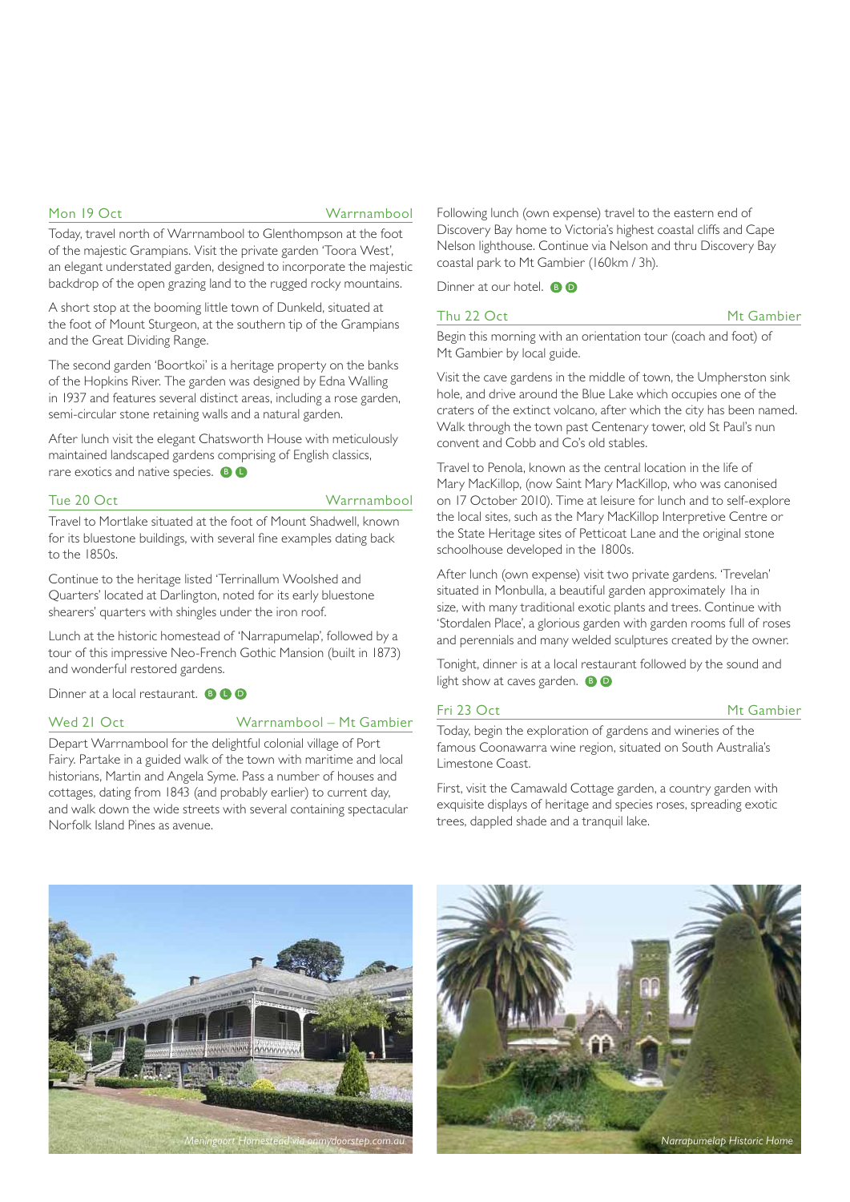### Mon 19 Oct — Warrnambool

Today, travel north of Warrnambool to Glenthompson at the foot of the majestic Grampians. Visit the private garden 'Toora West', an elegant understated garden, designed to incorporate the majestic backdrop of the open grazing land to the rugged rocky mountains.

A short stop at the booming little town of Dunkeld, situated at the foot of Mount Sturgeon, at the southern tip of the Grampians and the Great Dividing Range.

The second garden 'Boortkoi' is a heritage property on the banks of the Hopkins River. The garden was designed by Edna Walling in 1937 and features several distinct areas, including a rose garden, semi-circular stone retaining walls and a natural garden.

After lunch visit the elegant Chatsworth House with meticulously maintained landscaped gardens comprising of English classics, rare exotics and native species. B L

### Tue 20 Oct — Warrnambool

Travel to Mortlake situated at the foot of Mount Shadwell, known for its bluestone buildings, with several fine examples dating back to the 1850s.

Continue to the heritage listed 'Terrinallum Woolshed and Quarters' located at Darlington, noted for its early bluestone shearers' quarters with shingles under the iron roof.

Lunch at the historic homestead of 'Narrapumelap', followed by a tour of this impressive Neo-French Gothic Mansion (built in 1873) and wonderful restored gardens.

Dinner at a local restaurant. B L D

### Wed 21 Oct — Warrnambool – Mt Gambier

Depart Warrnambool for the delightful colonial village of Port Fairy. Partake in a guided walk of the town with maritime and local historians, Martin and Angela Syme. Pass a number of houses and cottages, dating from 1843 (and probably earlier) to current day, and walk down the wide streets with several containing spectacular Norfolk Island Pines as avenue.

Following lunch (own expense) travel to the eastern end of Discovery Bay home to Victoria's highest coastal cliffs and Cape Nelson lighthouse. Continue via Nelson and thru Discovery Bay coastal park to Mt Gambier (160km / 3h).

Dinner at our hotel. B D

### Thu 22 Oct — Mt Gambier

Begin this morning with an orientation tour (coach and foot) of Mt Gambier by local guide.

Visit the cave gardens in the middle of town, the Umpherston sink hole, and drive around the Blue Lake which occupies one of the craters of the extinct volcano, after which the city has been named. Walk through the town past Centenary tower, old St Paul's nun convent and Cobb and Co's old stables.

Travel to Penola, known as the central location in the life of Mary MacKillop, (now Saint Mary MacKillop, who was canonised on 17 October 2010). Time at leisure for lunch and to self-explore the local sites, such as the Mary MacKillop Interpretive Centre or the State Heritage sites of Petticoat Lane and the original stone schoolhouse developed in the 1800s.

After lunch (own expense) visit two private gardens. 'Trevelan' situated in Monbulla, a beautiful garden approximately 1ha in size, with many traditional exotic plants and trees. Continue with 'Stordalen Place', a glorious garden with garden rooms full of roses and perennials and many welded sculptures created by the owner.

Tonight, dinner is at a local restaurant followed by the sound and light show at caves garden. B D

### Fri 23 Oct — Mt Gambier

Today, begin the exploration of gardens and wineries of the famous Coonawarra wine region, situated on South Australia's Limestone Coast.

First, visit the Camawald Cottage garden, a country garden with exquisite displays of heritage and species roses, spreading exotic trees, dappled shade and a tranquil lake.

*Meningoort Homestead via onmydoorstep.com.au*

*Narrapumelap Historic Home*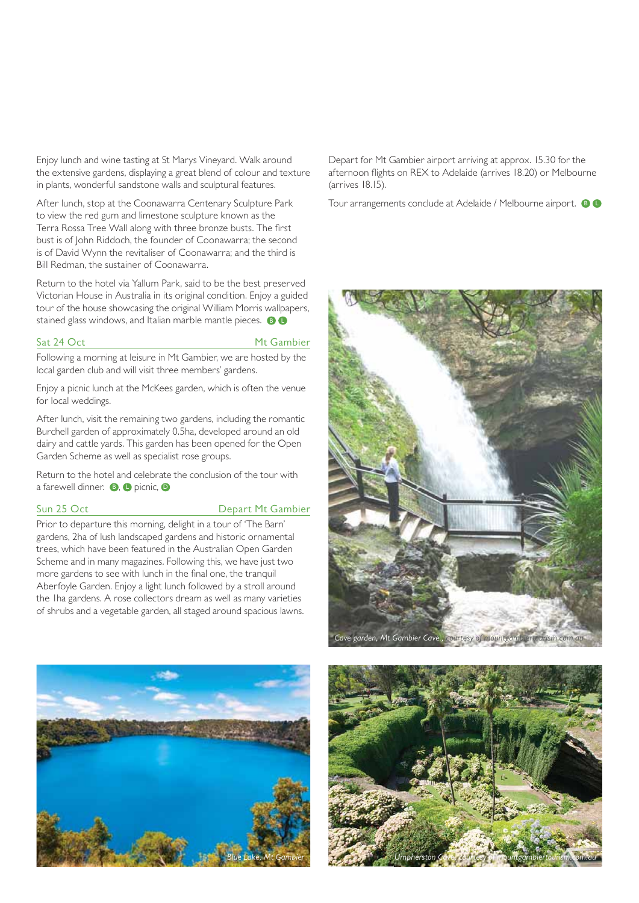Enjoy lunch and wine tasting at St Marys Vineyard. Walk around the extensive gardens, displaying a great blend of colour and texture in plants, wonderful sandstone walls and sculptural features.

After lunch, stop at the Coonawarra Centenary Sculpture Park to view the red gum and limestone sculpture known as the Terra Rossa Tree Wall along with three bronze busts. The first bust is of John Riddoch, the founder of Coonawarra; the second is of David Wynn the revitaliser of Coonawarra; and the third is Bill Redman, the sustainer of Coonawarra.

Return to the hotel via Yallum Park, said to be the best preserved Victorian House in Australia in its original condition. Enjoy a guided tour of the house showcasing the original William Morris wallpapers, stained glass windows, and Italian marble mantle pieces. B L

## Sat 24 Oct — Mt Gambier

Following a morning at leisure in Mt Gambier, we are hosted by the local garden club and will visit three members' gardens.

Enjoy a picnic lunch at the McKees garden, which is often the venue for local weddings.

After lunch, visit the remaining two gardens, including the romantic Burchell garden of approximately 0.5ha, developed around an old dairy and cattle yards. This garden has been opened for the Open Garden Scheme as well as specialist rose groups.

Return to the hotel and celebrate the conclusion of the tour with a farewell dinner. B, L picnic, D

## Sun 25 Oct — Depart Mt Gambier

Prior to departure this morning, delight in a tour of 'The Barn' gardens, 2ha of lush landscaped gardens and historic ornamental trees, which have been featured in the Australian Open Garden Scheme and in many magazines. Following this, we have just two more gardens to see with lunch in the final one, the tranquil Aberfoyle Garden. Enjoy a light lunch followed by a stroll around the 1ha gardens. A rose collectors dream as well as many varieties of shrubs and a vegetable garden, all staged around spacious lawns.

Depart for Mt Gambier airport arriving at approx. 15.30 for the afternoon flights on REX to Adelaide (arrives 18.20) or Melbourne (arrives 18.15).

Tour arrangements conclude at Adelaide / Melbourne airport. B L

*Cave garden, Mt Gambier Cave, courtesy of mountgambiertourism.com.au*

*Blue Lake, Mt Gambier*

*Umpherston Cave, courtesy of mountgambiertourism.com.au*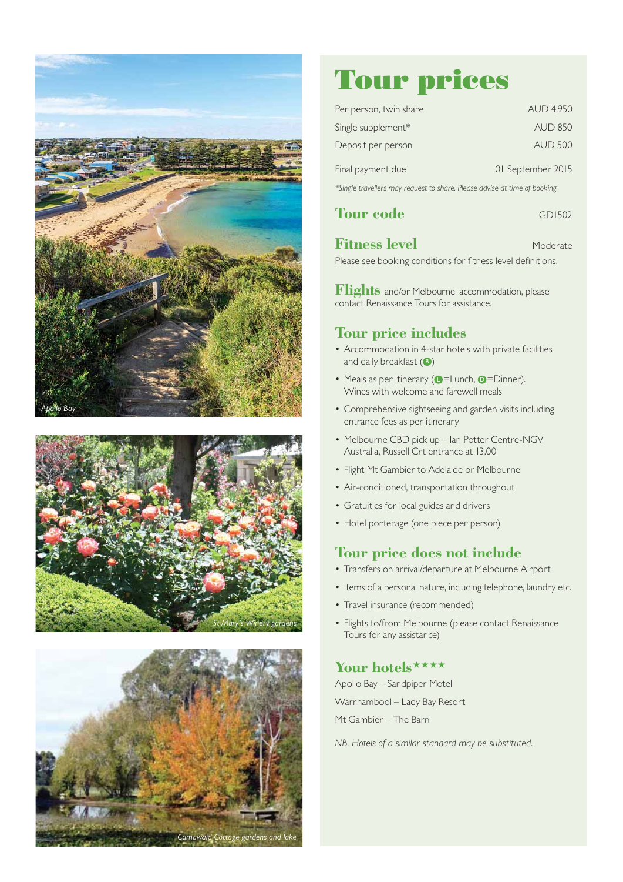Apollo Bay

St Mary's Winery gardens

Camawold Cottage gardens and lake

# Tour prices

| | |
|---|---|
| Per person, twin share | AUD 4,950 |
| Single supplement* | AUD 850 |
| Deposit per person | AUD 500 |
| Final payment due | 01 September 2015 |

*\*Single travellers may request to share. Please advise at time of booking.*

## Tour code

GD1502

## Fitness level

Moderate

Please see booking conditions for fitness level definitions.

**Flights** and/or Melbourne accommodation, please contact Renaissance Tours for assistance.

## Tour price includes

- Accommodation in 4-star hotels with private facilities and daily breakfast (B)
- Meals as per itinerary (L=Lunch, D=Dinner). Wines with welcome and farewell meals
- Comprehensive sightseeing and garden visits including entrance fees as per itinerary
- Melbourne CBD pick up – Ian Potter Centre-NGV Australia, Russell Crt entrance at 13.00
- Flight Mt Gambier to Adelaide or Melbourne
- Air-conditioned, transportation throughout
- Gratuities for local guides and drivers
- Hotel porterage (one piece per person)

## Tour price does not include

- Transfers on arrival/departure at Melbourne Airport
- Items of a personal nature, including telephone, laundry etc.
- Travel insurance (recommended)
- Flights to/from Melbourne (please contact Renaissance Tours for any assistance)

## Your hotels★★★★

Apollo Bay – Sandpiper Motel

Warrnambool – Lady Bay Resort

Mt Gambier – The Barn

*NB. Hotels of a similar standard may be substituted.*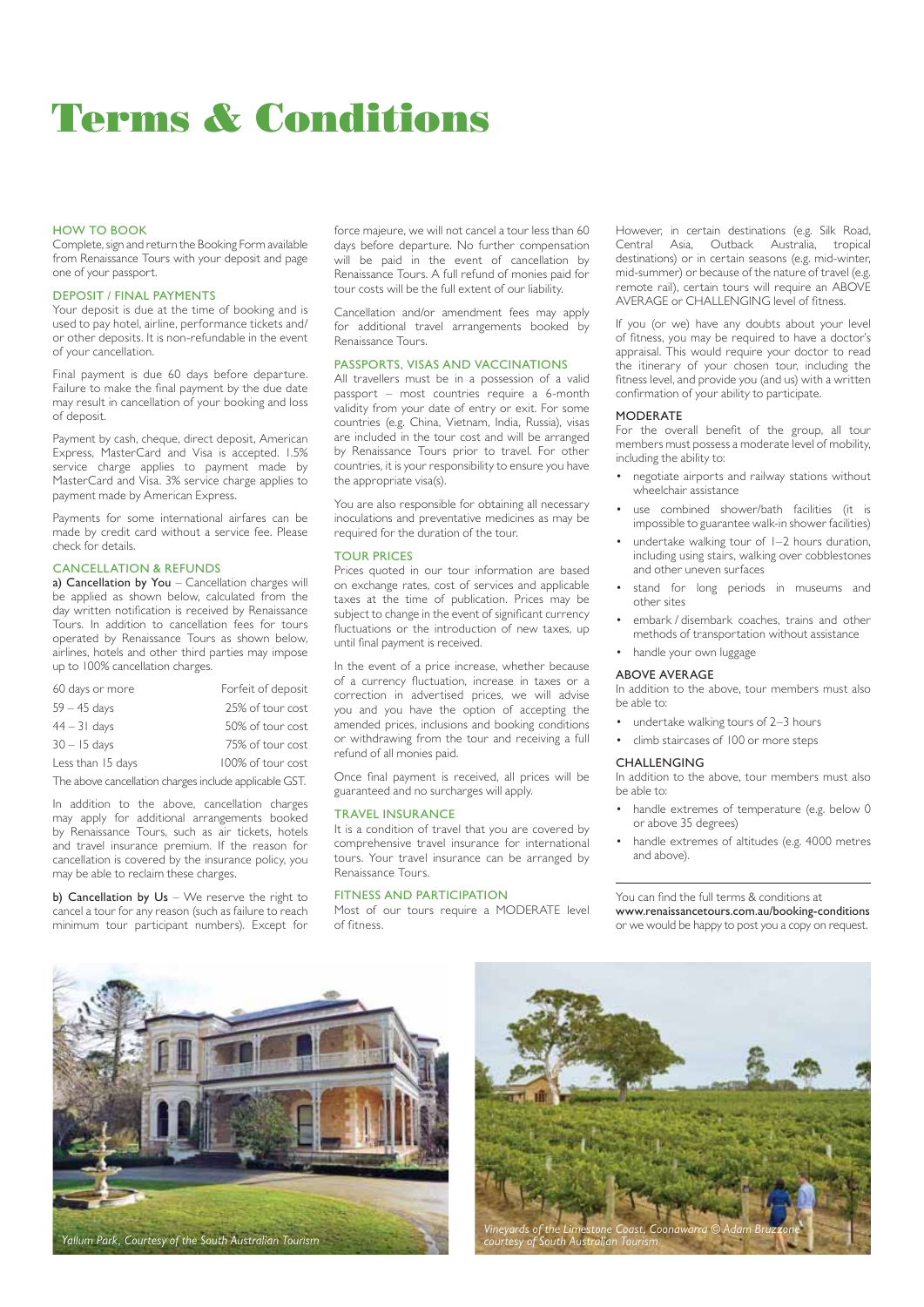# Terms & Conditions

## HOW TO BOOK

Complete, sign and return the Booking Form available from Renaissance Tours with your deposit and page one of your passport.

## DEPOSIT / FINAL PAYMENTS

Your deposit is due at the time of booking and is used to pay hotel, airline, performance tickets and/or other deposits. It is non-refundable in the event of your cancellation.

Final payment is due 60 days before departure. Failure to make the final payment by the due date may result in cancellation of your booking and loss of deposit.

Payment by cash, cheque, direct deposit, American Express, MasterCard and Visa is accepted. 1.5% service charge applies to payment made by MasterCard and Visa. 3% service charge applies to payment made by American Express.

Payments for some international airfares can be made by credit card without a service fee. Please check for details.

## CANCELLATION & REFUNDS

**a) Cancellation by You** – Cancellation charges will be applied as shown below, calculated from the day written notification is received by Renaissance Tours. In addition to cancellation fees for tours operated by Renaissance Tours as shown below, airlines, hotels and other third parties may impose up to 100% cancellation charges.

| | |
|---|---|
| 60 days or more | Forfeit of deposit |
| 59 – 45 days | 25% of tour cost |
| 44 – 31 days | 50% of tour cost |
| 30 – 15 days | 75% of tour cost |
| Less than 15 days | 100% of tour cost |

The above cancellation charges include applicable GST.

In addition to the above, cancellation charges may apply for additional arrangements booked by Renaissance Tours, such as air tickets, hotels and travel insurance premium. If the reason for cancellation is covered by the insurance policy, you may be able to reclaim these charges.

**b) Cancellation by Us** – We reserve the right to cancel a tour for any reason (such as failure to reach minimum tour participant numbers). Except for force majeure, we will not cancel a tour less than 60 days before departure. No further compensation will be paid in the event of cancellation by Renaissance Tours. A full refund of monies paid for tour costs will be the full extent of our liability.

Cancellation and/or amendment fees may apply for additional travel arrangements booked by Renaissance Tours.

## PASSPORTS, VISAS AND VACCINATIONS

All travellers must be in a possession of a valid passport – most countries require a 6-month validity from your date of entry or exit. For some countries (e.g. China, Vietnam, India, Russia), visas are included in the tour cost and will be arranged by Renaissance Tours prior to travel. For other countries, it is your responsibility to ensure you have the appropriate visa(s).

You are also responsible for obtaining all necessary inoculations and preventative medicines as may be required for the duration of the tour.

## TOUR PRICES

Prices quoted in our tour information are based on exchange rates, cost of services and applicable taxes at the time of publication. Prices may be subject to change in the event of significant currency fluctuations or the introduction of new taxes, up until final payment is received.

In the event of a price increase, whether because of a currency fluctuation, increase in taxes or a correction in advertised prices, we will advise you and you have the option of accepting the amended prices, inclusions and booking conditions or withdrawing from the tour and receiving a full refund of all monies paid.

Once final payment is received, all prices will be guaranteed and no surcharges will apply.

## TRAVEL INSURANCE

It is a condition of travel that you are covered by comprehensive travel insurance for international tours. Your travel insurance can be arranged by Renaissance Tours.

## FITNESS AND PARTICIPATION

Most of our tours require a MODERATE level of fitness.

However, in certain destinations (e.g. Silk Road, Central Asia, Outback Australia, tropical destinations) or in certain seasons (e.g. mid-winter, mid-summer) or because of the nature of travel (e.g. remote rail), certain tours will require an ABOVE AVERAGE or CHALLENGING level of fitness.

If you (or we) have any doubts about your level of fitness, you may be required to have a doctor's appraisal. This would require your doctor to read the itinerary of your chosen tour, including the fitness level, and provide you (and us) with a written confirmation of your ability to participate.

### MODERATE

For the overall benefit of the group, all tour members must possess a moderate level of mobility, including the ability to:

- negotiate airports and railway stations without wheelchair assistance
- use combined shower/bath facilities (it is impossible to guarantee walk-in shower facilities)
- undertake walking tour of 1–2 hours duration, including using stairs, walking over cobblestones and other uneven surfaces
- stand for long periods in museums and other sites
- embark / disembark coaches, trains and other methods of transportation without assistance
- handle your own luggage

### ABOVE AVERAGE

In addition to the above, tour members must also be able to:

- undertake walking tours of 2–3 hours
- climb staircases of 100 or more steps

### CHALLENGING

In addition to the above, tour members must also be able to:

- handle extremes of temperature (e.g. below 0 or above 35 degrees)
- handle extremes of altitudes (e.g. 4000 metres and above).

You can find the full terms & conditions at **www.renaissancetours.com.au/booking-conditions** or we would be happy to post you a copy on request.

*Yallum Park, Courtesy of the South Australian Tourism*

*Vineyards of the Limestone Coast, Coonawarra © Adam Bruzzone courtesy of South Australian Tourism*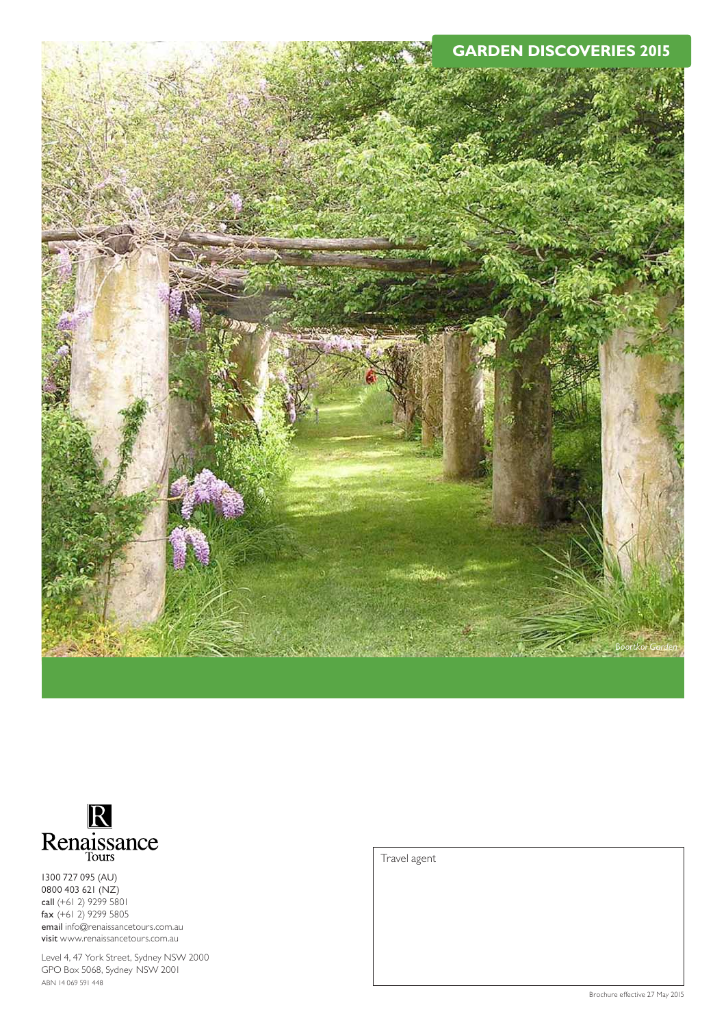# GARDEN DISCOVERIES 2015

*Boortkoi Garden*

Renaissance Tours

1300 727 095 (AU)
0800 403 621 (NZ)
**call** (+61 2) 9299 5801
**fax** (+61 2) 9299 5805
**email** info@renaissancetours.com.au
**visit** www.renaissancetours.com.au

Level 4, 47 York Street, Sydney NSW 2000
GPO Box 5068, Sydney NSW 2001
ABN 14 069 591 448

Travel agent

Brochure effective 27 May 2015